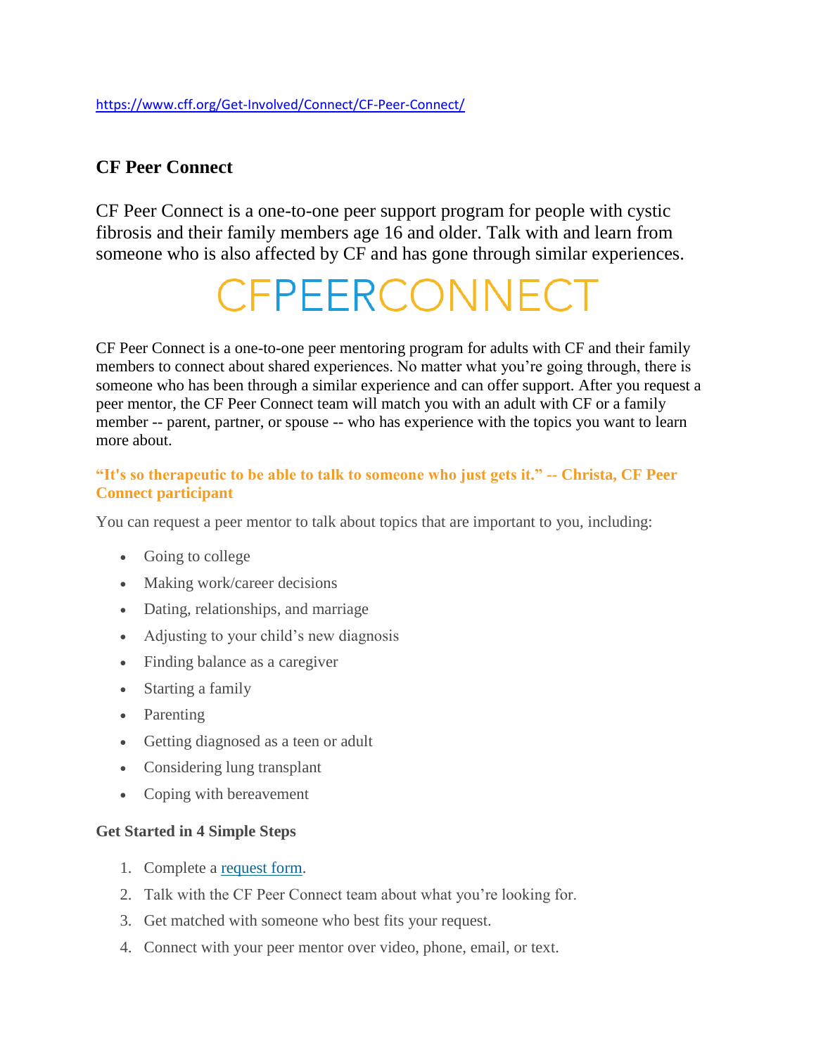https://www.cff.org/Get-Involved/Connect/CF-Peer-Connect/

## CF Peer Connect

CF Peer Connect is a one-to-one peer support program for people with cystic fibrosis and their family members age 16 and older. Talk with and learn from someone who is also affected by CF and has gone through similar experiences.

CFPEERCONNECT

CF Peer Connect is a one-to-one peer mentoring program for adults with CF and their family members to connect about shared experiences. No matter what you're going through, there is someone who has been through a similar experience and can offer support. After you request a peer mentor, the CF Peer Connect team will match you with an adult with CF or a family member -- parent, partner, or spouse -- who has experience with the topics you want to learn more about.

**"It's so therapeutic to be able to talk to someone who just gets it." -- Christa, CF Peer Connect participant**

You can request a peer mentor to talk about topics that are important to you, including:

- Going to college
- Making work/career decisions
- Dating, relationships, and marriage
- Adjusting to your child's new diagnosis
- Finding balance as a caregiver
- Starting a family
- Parenting
- Getting diagnosed as a teen or adult
- Considering lung transplant
- Coping with bereavement

**Get Started in 4 Simple Steps**

1. Complete a request form.
2. Talk with the CF Peer Connect team about what you're looking for.
3. Get matched with someone who best fits your request.
4. Connect with your peer mentor over video, phone, email, or text.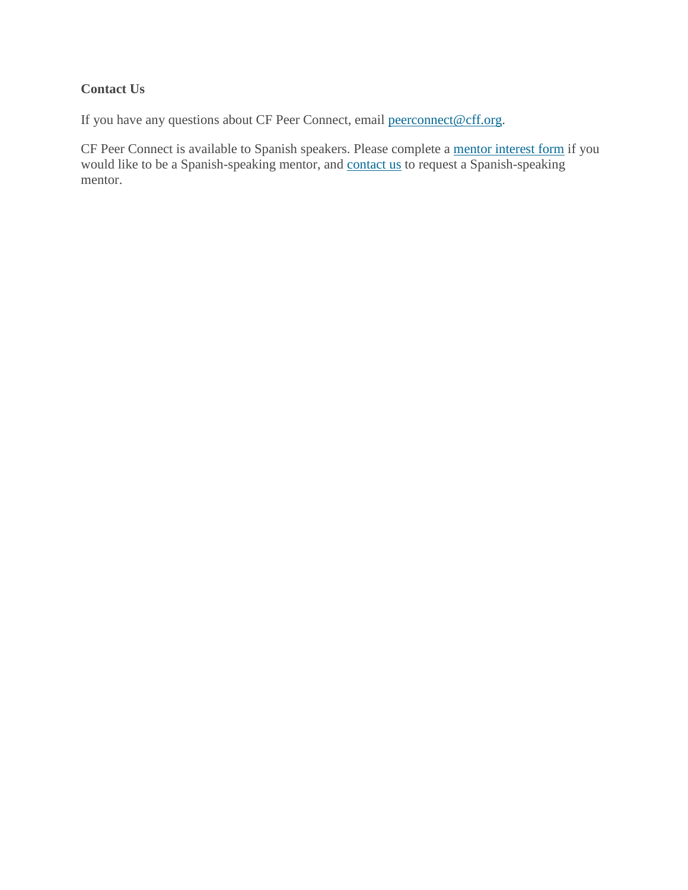### Contact Us

If you have any questions about CF Peer Connect, email peerconnect@cff.org.

CF Peer Connect is available to Spanish speakers. Please complete a mentor interest form if you would like to be a Spanish-speaking mentor, and contact us to request a Spanish-speaking mentor.